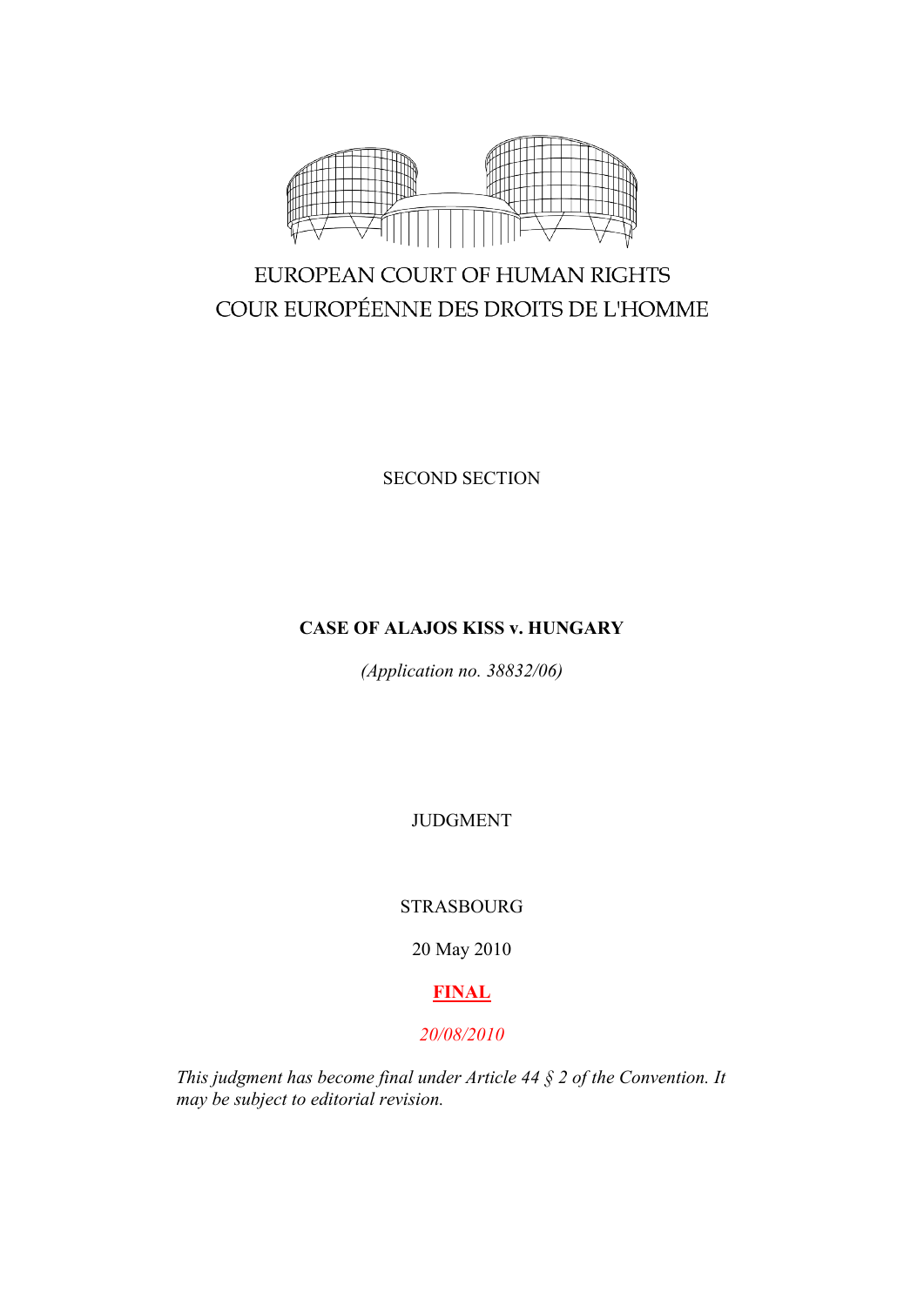EUROPEAN COURT OF HUMAN RIGHTS
COUR EUROPÉENNE DES DROITS DE L'HOMME

SECOND SECTION

**CASE OF ALAJOS KISS v. HUNGARY**

*(Application no. 38832/06)*

JUDGMENT

STRASBOURG

20 May 2010

**FINAL**

*20/08/2010*

*This judgment has become final under Article 44 § 2 of the Convention. It may be subject to editorial revision.*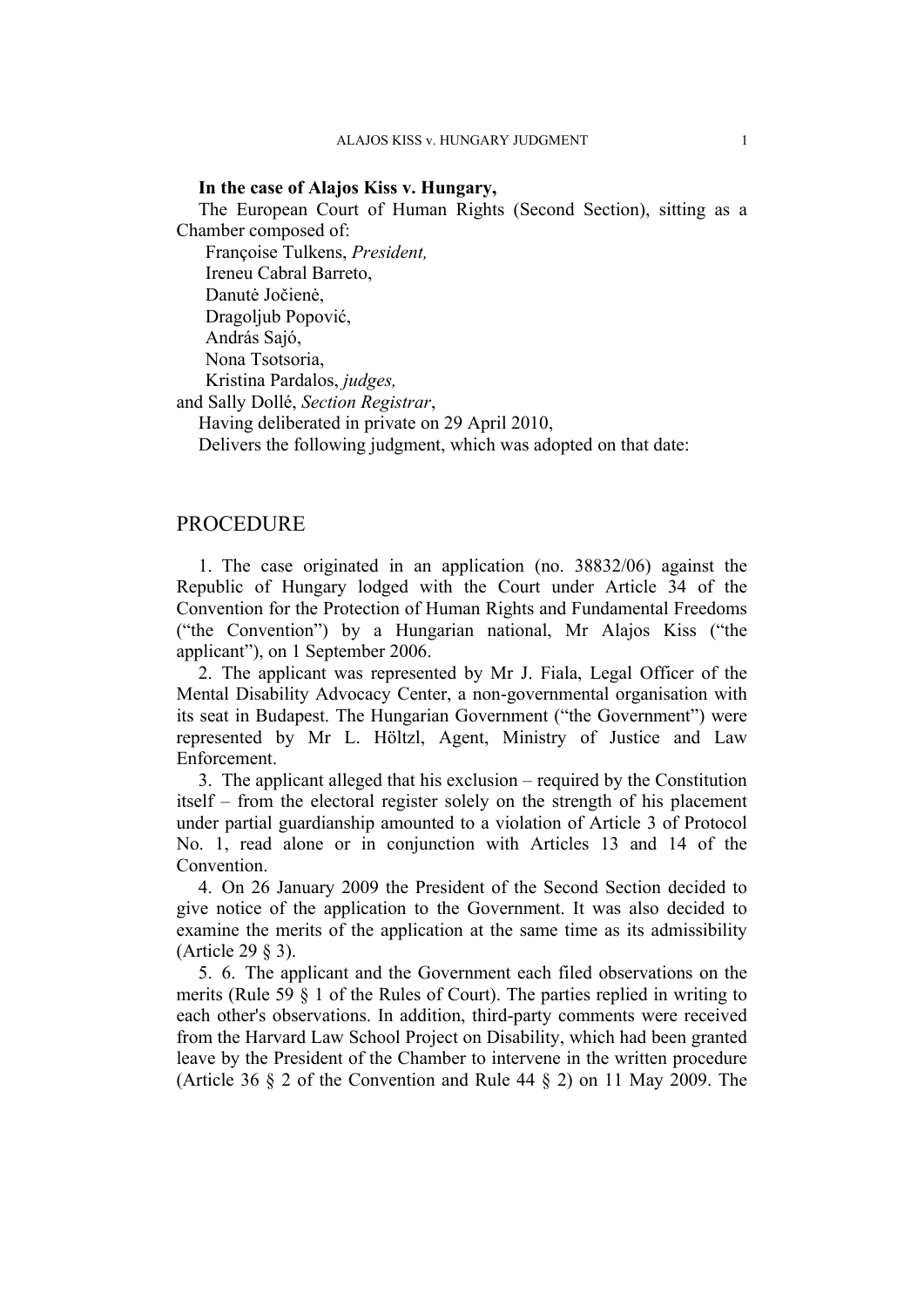**In the case of Alajos Kiss v. Hungary,**

The European Court of Human Rights (Second Section), sitting as a Chamber composed of:

Françoise Tulkens, *President,*
Ireneu Cabral Barreto,
Danutė Jočienė,
Dragoljub Popović,
András Sajó,
Nona Tsotsoria,
Kristina Pardalos, *judges,*
and Sally Dollé, *Section Registrar*,

Having deliberated in private on 29 April 2010,

Delivers the following judgment, which was adopted on that date:

# PROCEDURE

1. The case originated in an application (no. 38832/06) against the Republic of Hungary lodged with the Court under Article 34 of the Convention for the Protection of Human Rights and Fundamental Freedoms ("the Convention") by a Hungarian national, Mr Alajos Kiss ("the applicant"), on 1 September 2006.

2. The applicant was represented by Mr J. Fiala, Legal Officer of the Mental Disability Advocacy Center, a non-governmental organisation with its seat in Budapest. The Hungarian Government ("the Government") were represented by Mr L. Höltzl, Agent, Ministry of Justice and Law Enforcement.

3. The applicant alleged that his exclusion – required by the Constitution itself – from the electoral register solely on the strength of his placement under partial guardianship amounted to a violation of Article 3 of Protocol No. 1, read alone or in conjunction with Articles 13 and 14 of the Convention.

4. On 26 January 2009 the President of the Second Section decided to give notice of the application to the Government. It was also decided to examine the merits of the application at the same time as its admissibility (Article 29 § 3).

5. 6. The applicant and the Government each filed observations on the merits (Rule 59 § 1 of the Rules of Court). The parties replied in writing to each other's observations. In addition, third-party comments were received from the Harvard Law School Project on Disability, which had been granted leave by the President of the Chamber to intervene in the written procedure (Article 36 § 2 of the Convention and Rule 44 § 2) on 11 May 2009. The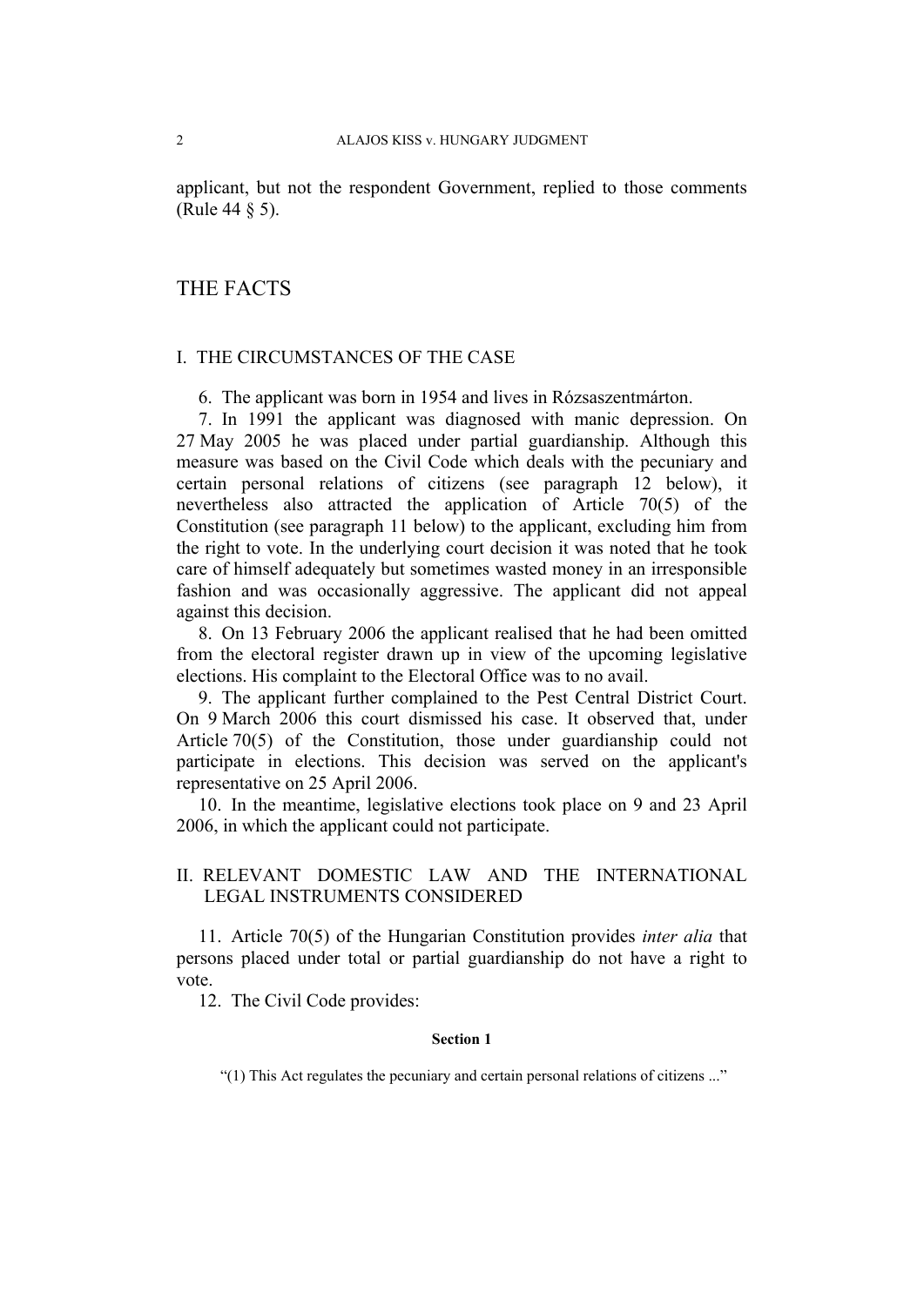applicant, but not the respondent Government, replied to those comments (Rule 44 § 5).

# THE FACTS

## I. THE CIRCUMSTANCES OF THE CASE

6. The applicant was born in 1954 and lives in Rózsaszentmárton.

7. In 1991 the applicant was diagnosed with manic depression. On 27 May 2005 he was placed under partial guardianship. Although this measure was based on the Civil Code which deals with the pecuniary and certain personal relations of citizens (see paragraph 12 below), it nevertheless also attracted the application of Article 70(5) of the Constitution (see paragraph 11 below) to the applicant, excluding him from the right to vote. In the underlying court decision it was noted that he took care of himself adequately but sometimes wasted money in an irresponsible fashion and was occasionally aggressive. The applicant did not appeal against this decision.

8. On 13 February 2006 the applicant realised that he had been omitted from the electoral register drawn up in view of the upcoming legislative elections. His complaint to the Electoral Office was to no avail.

9. The applicant further complained to the Pest Central District Court. On 9 March 2006 this court dismissed his case. It observed that, under Article 70(5) of the Constitution, those under guardianship could not participate in elections. This decision was served on the applicant's representative on 25 April 2006.

10. In the meantime, legislative elections took place on 9 and 23 April 2006, in which the applicant could not participate.

## II. RELEVANT DOMESTIC LAW AND THE INTERNATIONAL LEGAL INSTRUMENTS CONSIDERED

11. Article 70(5) of the Hungarian Constitution provides *inter alia* that persons placed under total or partial guardianship do not have a right to vote.

12. The Civil Code provides:

**Section 1**

> "(1) This Act regulates the pecuniary and certain personal relations of citizens ..."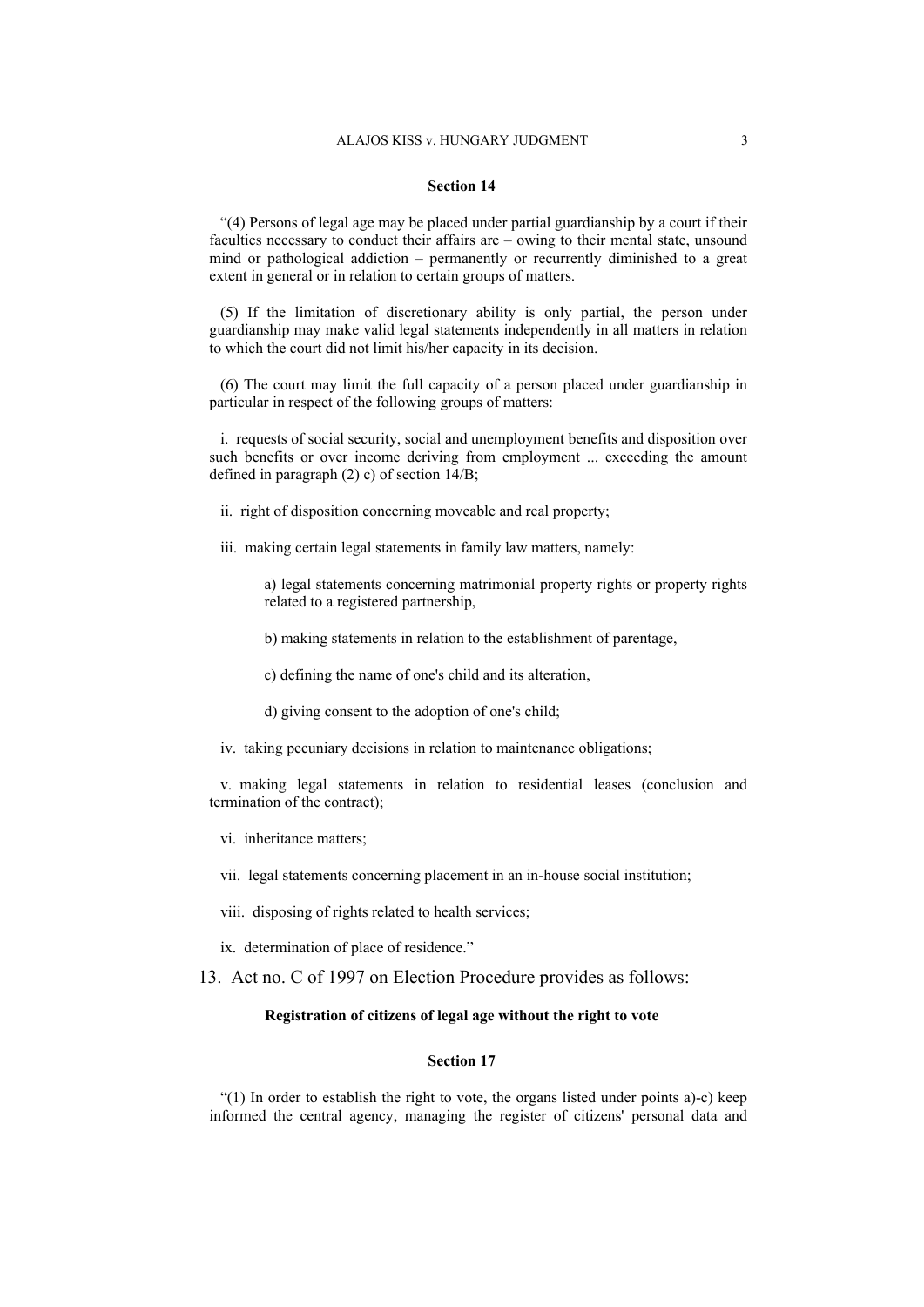**Section 14**

"(4) Persons of legal age may be placed under partial guardianship by a court if their faculties necessary to conduct their affairs are – owing to their mental state, unsound mind or pathological addiction – permanently or recurrently diminished to a great extent in general or in relation to certain groups of matters.

(5) If the limitation of discretionary ability is only partial, the person under guardianship may make valid legal statements independently in all matters in relation to which the court did not limit his/her capacity in its decision.

(6) The court may limit the full capacity of a person placed under guardianship in particular in respect of the following groups of matters:

i. requests of social security, social and unemployment benefits and disposition over such benefits or over income deriving from employment ... exceeding the amount defined in paragraph (2) c) of section 14/B;

ii. right of disposition concerning moveable and real property;

iii. making certain legal statements in family law matters, namely:

> a) legal statements concerning matrimonial property rights or property rights related to a registered partnership,
>
> b) making statements in relation to the establishment of parentage,
>
> c) defining the name of one's child and its alteration,
>
> d) giving consent to the adoption of one's child;

iv. taking pecuniary decisions in relation to maintenance obligations;

v. making legal statements in relation to residential leases (conclusion and termination of the contract);

vi. inheritance matters;

vii. legal statements concerning placement in an in-house social institution;

viii. disposing of rights related to health services;

ix. determination of place of residence."

13. Act no. C of 1997 on Election Procedure provides as follows:

**Registration of citizens of legal age without the right to vote**

**Section 17**

"(1) In order to establish the right to vote, the organs listed under points a)-c) keep informed the central agency, managing the register of citizens' personal data and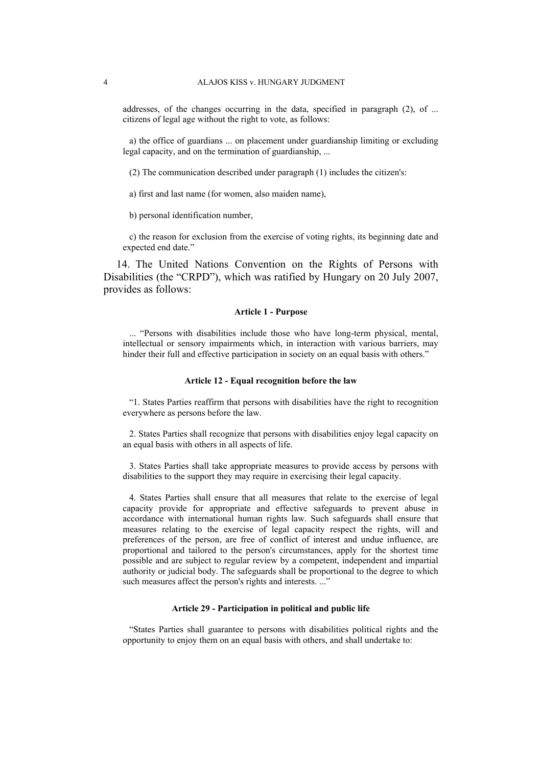addresses, of the changes occurring in the data, specified in paragraph (2), of ... citizens of legal age without the right to vote, as follows:

a) the office of guardians ... on placement under guardianship limiting or excluding legal capacity, and on the termination of guardianship, ...

(2) The communication described under paragraph (1) includes the citizen's:

a) first and last name (for women, also maiden name),

b) personal identification number,

c) the reason for exclusion from the exercise of voting rights, its beginning date and expected end date."

14. The United Nations Convention on the Rights of Persons with Disabilities (the "CRPD"), which was ratified by Hungary on 20 July 2007, provides as follows:

**Article 1 - Purpose**

... "Persons with disabilities include those who have long-term physical, mental, intellectual or sensory impairments which, in interaction with various barriers, may hinder their full and effective participation in society on an equal basis with others."

**Article 12 - Equal recognition before the law**

"1. States Parties reaffirm that persons with disabilities have the right to recognition everywhere as persons before the law.

2. States Parties shall recognize that persons with disabilities enjoy legal capacity on an equal basis with others in all aspects of life.

3. States Parties shall take appropriate measures to provide access by persons with disabilities to the support they may require in exercising their legal capacity.

4. States Parties shall ensure that all measures that relate to the exercise of legal capacity provide for appropriate and effective safeguards to prevent abuse in accordance with international human rights law. Such safeguards shall ensure that measures relating to the exercise of legal capacity respect the rights, will and preferences of the person, are free of conflict of interest and undue influence, are proportional and tailored to the person's circumstances, apply for the shortest time possible and are subject to regular review by a competent, independent and impartial authority or judicial body. The safeguards shall be proportional to the degree to which such measures affect the person's rights and interests. ..."

**Article 29 - Participation in political and public life**

"States Parties shall guarantee to persons with disabilities political rights and the opportunity to enjoy them on an equal basis with others, and shall undertake to: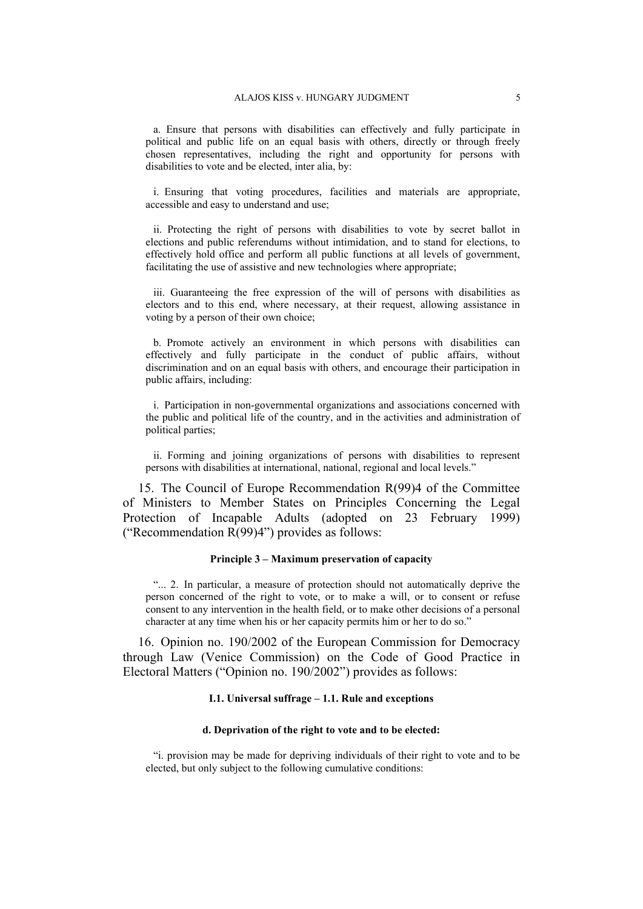a. Ensure that persons with disabilities can effectively and fully participate in political and public life on an equal basis with others, directly or through freely chosen representatives, including the right and opportunity for persons with disabilities to vote and be elected, inter alia, by:

i. Ensuring that voting procedures, facilities and materials are appropriate, accessible and easy to understand and use;

ii. Protecting the right of persons with disabilities to vote by secret ballot in elections and public referendums without intimidation, and to stand for elections, to effectively hold office and perform all public functions at all levels of government, facilitating the use of assistive and new technologies where appropriate;

iii. Guaranteeing the free expression of the will of persons with disabilities as electors and to this end, where necessary, at their request, allowing assistance in voting by a person of their own choice;

b. Promote actively an environment in which persons with disabilities can effectively and fully participate in the conduct of public affairs, without discrimination and on an equal basis with others, and encourage their participation in public affairs, including:

i. Participation in non-governmental organizations and associations concerned with the public and political life of the country, and in the activities and administration of political parties;

ii. Forming and joining organizations of persons with disabilities to represent persons with disabilities at international, national, regional and local levels."

15. The Council of Europe Recommendation R(99)4 of the Committee of Ministers to Member States on Principles Concerning the Legal Protection of Incapable Adults (adopted on 23 February 1999) ("Recommendation R(99)4") provides as follows:

**Principle 3 – Maximum preservation of capacity**

"... 2. In particular, a measure of protection should not automatically deprive the person concerned of the right to vote, or to make a will, or to consent or refuse consent to any intervention in the health field, or to make other decisions of a personal character at any time when his or her capacity permits him or her to do so."

16. Opinion no. 190/2002 of the European Commission for Democracy through Law (Venice Commission) on the Code of Good Practice in Electoral Matters ("Opinion no. 190/2002") provides as follows:

**I.1. Universal suffrage – 1.1. Rule and exceptions**

**d. Deprivation of the right to vote and to be elected:**

"i. provision may be made for depriving individuals of their right to vote and to be elected, but only subject to the following cumulative conditions: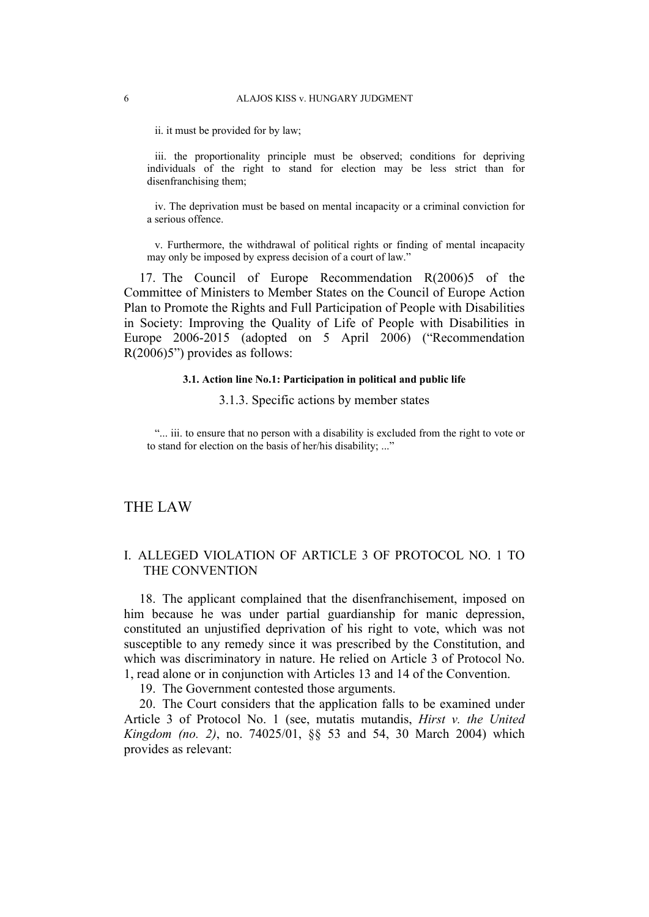ii. it must be provided for by law;

iii. the proportionality principle must be observed; conditions for depriving individuals of the right to stand for election may be less strict than for disenfranchising them;

iv. The deprivation must be based on mental incapacity or a criminal conviction for a serious offence.

v. Furthermore, the withdrawal of political rights or finding of mental incapacity may only be imposed by express decision of a court of law."

17. The Council of Europe Recommendation R(2006)5 of the Committee of Ministers to Member States on the Council of Europe Action Plan to Promote the Rights and Full Participation of People with Disabilities in Society: Improving the Quality of Life of People with Disabilities in Europe 2006-2015 (adopted on 5 April 2006) ("Recommendation R(2006)5") provides as follows:

**3.1. Action line No.1: Participation in political and public life**

3.1.3. Specific actions by member states

"... iii. to ensure that no person with a disability is excluded from the right to vote or to stand for election on the basis of her/his disability; ..."

# THE LAW

## I. ALLEGED VIOLATION OF ARTICLE 3 OF PROTOCOL NO. 1 TO THE CONVENTION

18. The applicant complained that the disenfranchisement, imposed on him because he was under partial guardianship for manic depression, constituted an unjustified deprivation of his right to vote, which was not susceptible to any remedy since it was prescribed by the Constitution, and which was discriminatory in nature. He relied on Article 3 of Protocol No. 1, read alone or in conjunction with Articles 13 and 14 of the Convention.

19. The Government contested those arguments.

20. The Court considers that the application falls to be examined under Article 3 of Protocol No. 1 (see, mutatis mutandis, *Hirst v. the United Kingdom (no. 2)*, no. 74025/01, §§ 53 and 54, 30 March 2004) which provides as relevant: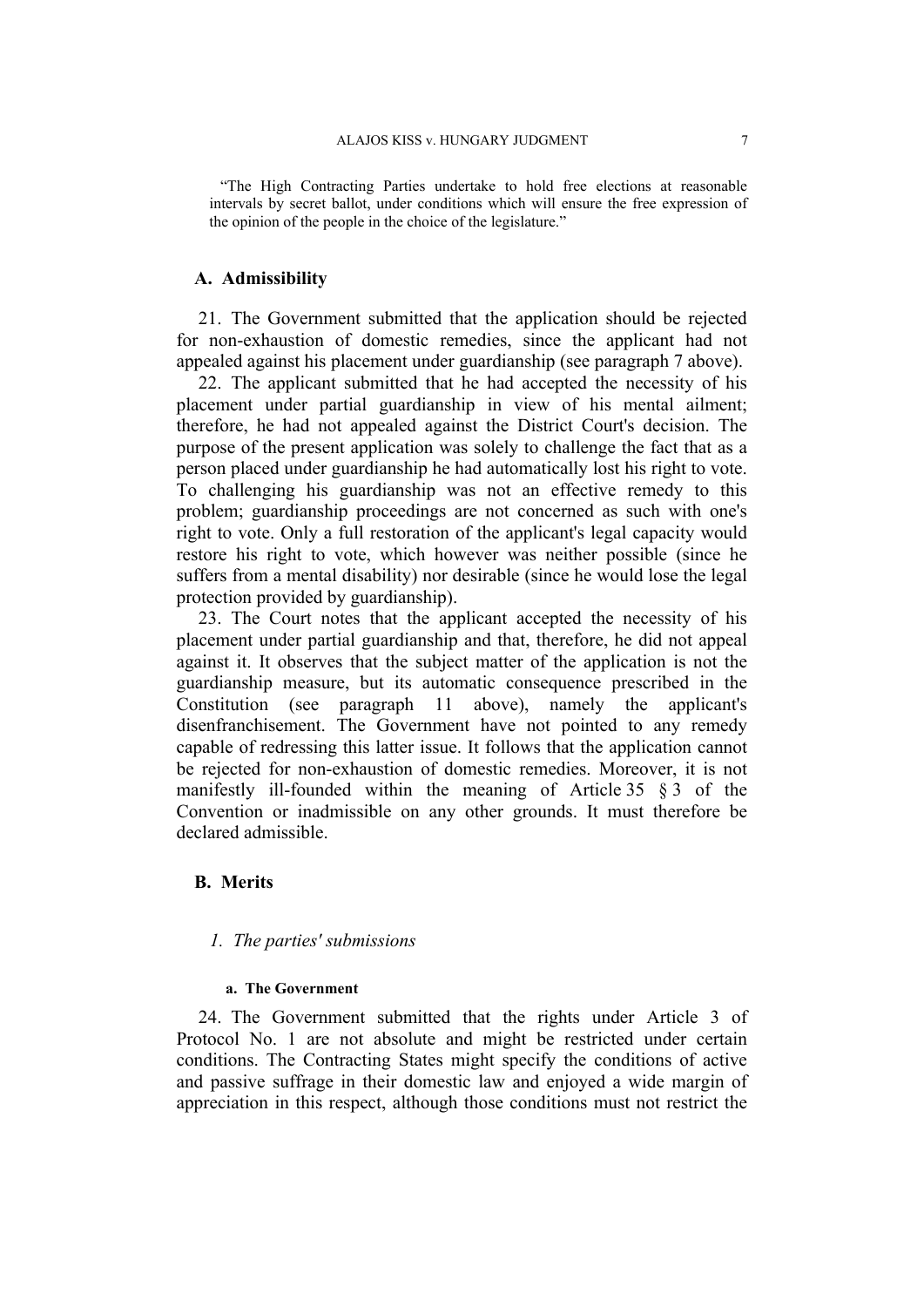> "The High Contracting Parties undertake to hold free elections at reasonable intervals by secret ballot, under conditions which will ensure the free expression of the opinion of the people in the choice of the legislature."

## A. Admissibility

21. The Government submitted that the application should be rejected for non-exhaustion of domestic remedies, since the applicant had not appealed against his placement under guardianship (see paragraph 7 above).

22. The applicant submitted that he had accepted the necessity of his placement under partial guardianship in view of his mental ailment; therefore, he had not appealed against the District Court's decision. The purpose of the present application was solely to challenge the fact that as a person placed under guardianship he had automatically lost his right to vote. To challenging his guardianship was not an effective remedy to this problem; guardianship proceedings are not concerned as such with one's right to vote. Only a full restoration of the applicant's legal capacity would restore his right to vote, which however was neither possible (since he suffers from a mental disability) nor desirable (since he would lose the legal protection provided by guardianship).

23. The Court notes that the applicant accepted the necessity of his placement under partial guardianship and that, therefore, he did not appeal against it. It observes that the subject matter of the application is not the guardianship measure, but its automatic consequence prescribed in the Constitution (see paragraph 11 above), namely the applicant's disenfranchisement. The Government have not pointed to any remedy capable of redressing this latter issue. It follows that the application cannot be rejected for non-exhaustion of domestic remedies. Moreover, it is not manifestly ill-founded within the meaning of Article 35 § 3 of the Convention or inadmissible on any other grounds. It must therefore be declared admissible.

## B. Merits

### *1. The parties' submissions*

#### a. The Government

24. The Government submitted that the rights under Article 3 of Protocol No. 1 are not absolute and might be restricted under certain conditions. The Contracting States might specify the conditions of active and passive suffrage in their domestic law and enjoyed a wide margin of appreciation in this respect, although those conditions must not restrict the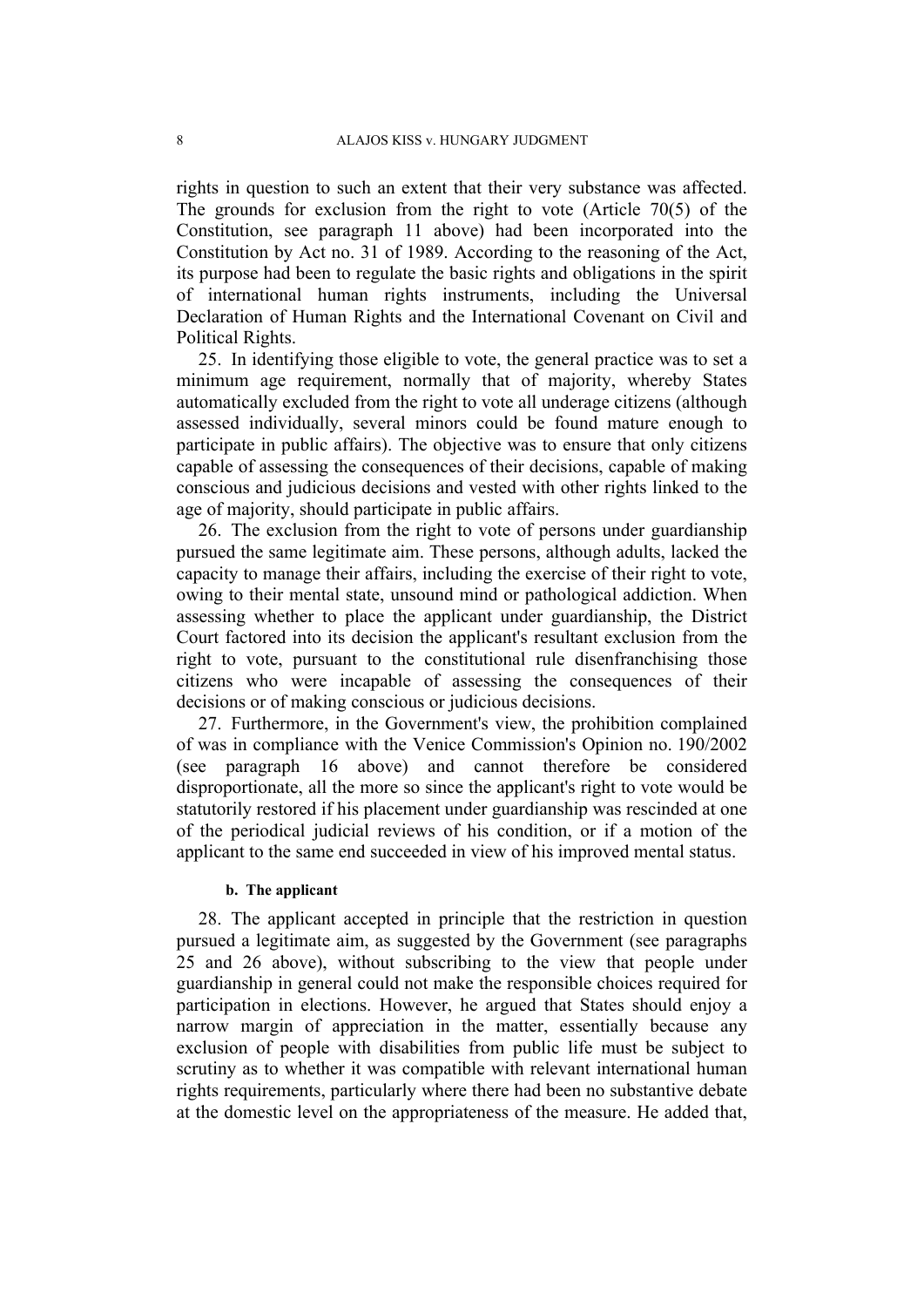rights in question to such an extent that their very substance was affected. The grounds for exclusion from the right to vote (Article 70(5) of the Constitution, see paragraph 11 above) had been incorporated into the Constitution by Act no. 31 of 1989. According to the reasoning of the Act, its purpose had been to regulate the basic rights and obligations in the spirit of international human rights instruments, including the Universal Declaration of Human Rights and the International Covenant on Civil and Political Rights.

25. In identifying those eligible to vote, the general practice was to set a minimum age requirement, normally that of majority, whereby States automatically excluded from the right to vote all underage citizens (although assessed individually, several minors could be found mature enough to participate in public affairs). The objective was to ensure that only citizens capable of assessing the consequences of their decisions, capable of making conscious and judicious decisions and vested with other rights linked to the age of majority, should participate in public affairs.

26. The exclusion from the right to vote of persons under guardianship pursued the same legitimate aim. These persons, although adults, lacked the capacity to manage their affairs, including the exercise of their right to vote, owing to their mental state, unsound mind or pathological addiction. When assessing whether to place the applicant under guardianship, the District Court factored into its decision the applicant's resultant exclusion from the right to vote, pursuant to the constitutional rule disenfranchising those citizens who were incapable of assessing the consequences of their decisions or of making conscious or judicious decisions.

27. Furthermore, in the Government's view, the prohibition complained of was in compliance with the Venice Commission's Opinion no. 190/2002 (see paragraph 16 above) and cannot therefore be considered disproportionate, all the more so since the applicant's right to vote would be statutorily restored if his placement under guardianship was rescinded at one of the periodical judicial reviews of his condition, or if a motion of the applicant to the same end succeeded in view of his improved mental status.

#### b. The applicant

28. The applicant accepted in principle that the restriction in question pursued a legitimate aim, as suggested by the Government (see paragraphs 25 and 26 above), without subscribing to the view that people under guardianship in general could not make the responsible choices required for participation in elections. However, he argued that States should enjoy a narrow margin of appreciation in the matter, essentially because any exclusion of people with disabilities from public life must be subject to scrutiny as to whether it was compatible with relevant international human rights requirements, particularly where there had been no substantive debate at the domestic level on the appropriateness of the measure. He added that,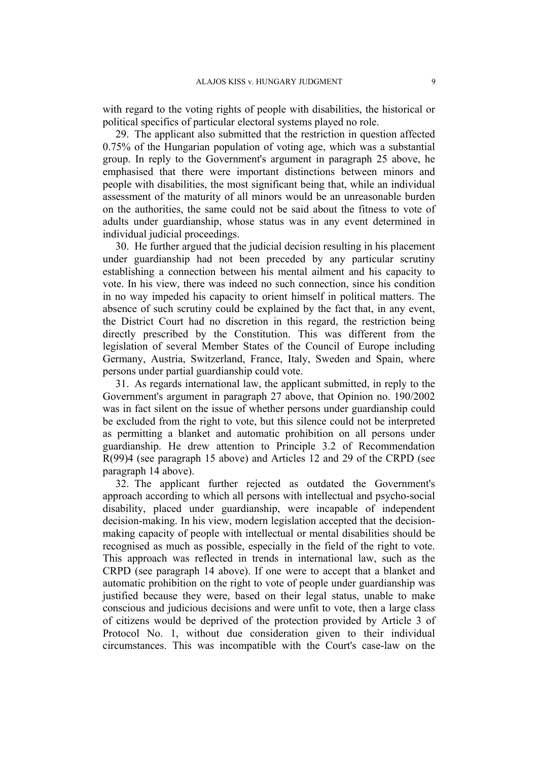with regard to the voting rights of people with disabilities, the historical or political specifics of particular electoral systems played no role.

29. The applicant also submitted that the restriction in question affected 0.75% of the Hungarian population of voting age, which was a substantial group. In reply to the Government's argument in paragraph 25 above, he emphasised that there were important distinctions between minors and people with disabilities, the most significant being that, while an individual assessment of the maturity of all minors would be an unreasonable burden on the authorities, the same could not be said about the fitness to vote of adults under guardianship, whose status was in any event determined in individual judicial proceedings.

30. He further argued that the judicial decision resulting in his placement under guardianship had not been preceded by any particular scrutiny establishing a connection between his mental ailment and his capacity to vote. In his view, there was indeed no such connection, since his condition in no way impeded his capacity to orient himself in political matters. The absence of such scrutiny could be explained by the fact that, in any event, the District Court had no discretion in this regard, the restriction being directly prescribed by the Constitution. This was different from the legislation of several Member States of the Council of Europe including Germany, Austria, Switzerland, France, Italy, Sweden and Spain, where persons under partial guardianship could vote.

31. As regards international law, the applicant submitted, in reply to the Government's argument in paragraph 27 above, that Opinion no. 190/2002 was in fact silent on the issue of whether persons under guardianship could be excluded from the right to vote, but this silence could not be interpreted as permitting a blanket and automatic prohibition on all persons under guardianship. He drew attention to Principle 3.2 of Recommendation R(99)4 (see paragraph 15 above) and Articles 12 and 29 of the CRPD (see paragraph 14 above).

32. The applicant further rejected as outdated the Government's approach according to which all persons with intellectual and psycho-social disability, placed under guardianship, were incapable of independent decision-making. In his view, modern legislation accepted that the decision-making capacity of people with intellectual or mental disabilities should be recognised as much as possible, especially in the field of the right to vote. This approach was reflected in trends in international law, such as the CRPD (see paragraph 14 above). If one were to accept that a blanket and automatic prohibition on the right to vote of people under guardianship was justified because they were, based on their legal status, unable to make conscious and judicious decisions and were unfit to vote, then a large class of citizens would be deprived of the protection provided by Article 3 of Protocol No. 1, without due consideration given to their individual circumstances. This was incompatible with the Court's case-law on the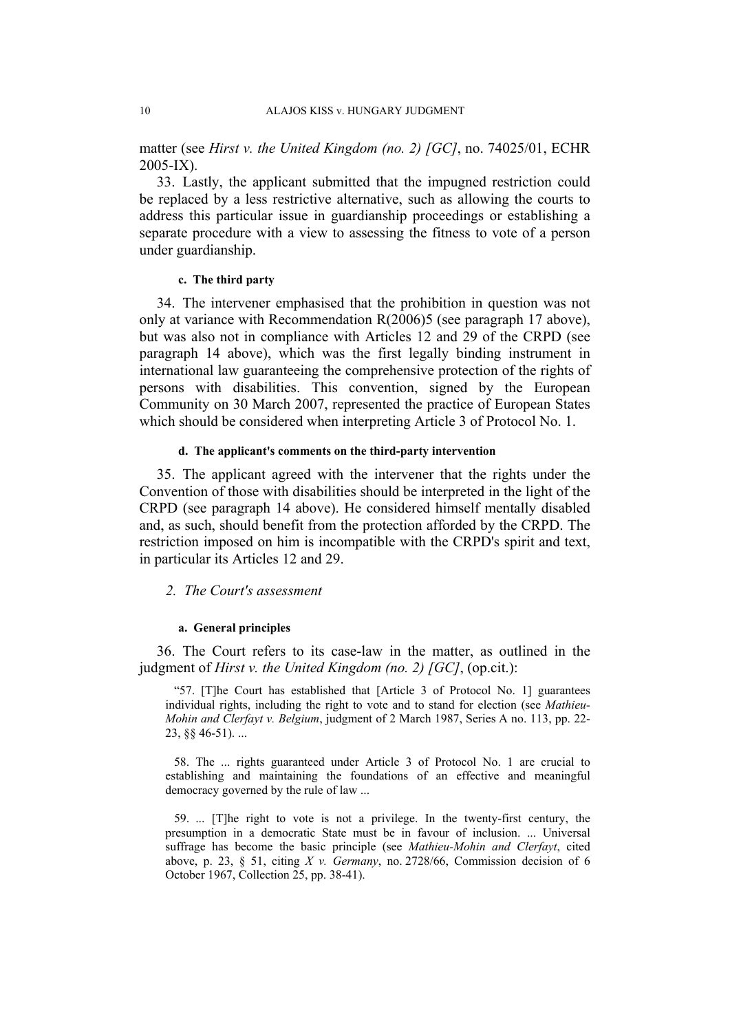matter (see *Hirst v. the United Kingdom (no. 2) [GC]*, no. 74025/01, ECHR 2005-IX).

33. Lastly, the applicant submitted that the impugned restriction could be replaced by a less restrictive alternative, such as allowing the courts to address this particular issue in guardianship proceedings or establishing a separate procedure with a view to assessing the fitness to vote of a person under guardianship.

##### c. The third party

34. The intervener emphasised that the prohibition in question was not only at variance with Recommendation R(2006)5 (see paragraph 17 above), but was also not in compliance with Articles 12 and 29 of the CRPD (see paragraph 14 above), which was the first legally binding instrument in international law guaranteeing the comprehensive protection of the rights of persons with disabilities. This convention, signed by the European Community on 30 March 2007, represented the practice of European States which should be considered when interpreting Article 3 of Protocol No. 1.

##### d. The applicant's comments on the third-party intervention

35. The applicant agreed with the intervener that the rights under the Convention of those with disabilities should be interpreted in the light of the CRPD (see paragraph 14 above). He considered himself mentally disabled and, as such, should benefit from the protection afforded by the CRPD. The restriction imposed on him is incompatible with the CRPD's spirit and text, in particular its Articles 12 and 29.

### *2. The Court's assessment*

##### a. General principles

36. The Court refers to its case-law in the matter, as outlined in the judgment of *Hirst v. the United Kingdom (no. 2) [GC]*, (op.cit.):

> "57. [T]he Court has established that [Article 3 of Protocol No. 1] guarantees individual rights, including the right to vote and to stand for election (see *Mathieu-Mohin and Clerfayt v. Belgium*, judgment of 2 March 1987, Series A no. 113, pp. 22-23, §§ 46-51). ...
>
> 58. The ... rights guaranteed under Article 3 of Protocol No. 1 are crucial to establishing and maintaining the foundations of an effective and meaningful democracy governed by the rule of law ...
>
> 59. ... [T]he right to vote is not a privilege. In the twenty-first century, the presumption in a democratic State must be in favour of inclusion. ... Universal suffrage has become the basic principle (see *Mathieu-Mohin and Clerfayt*, cited above, p. 23, § 51, citing *X v. Germany*, no. 2728/66, Commission decision of 6 October 1967, Collection 25, pp. 38-41).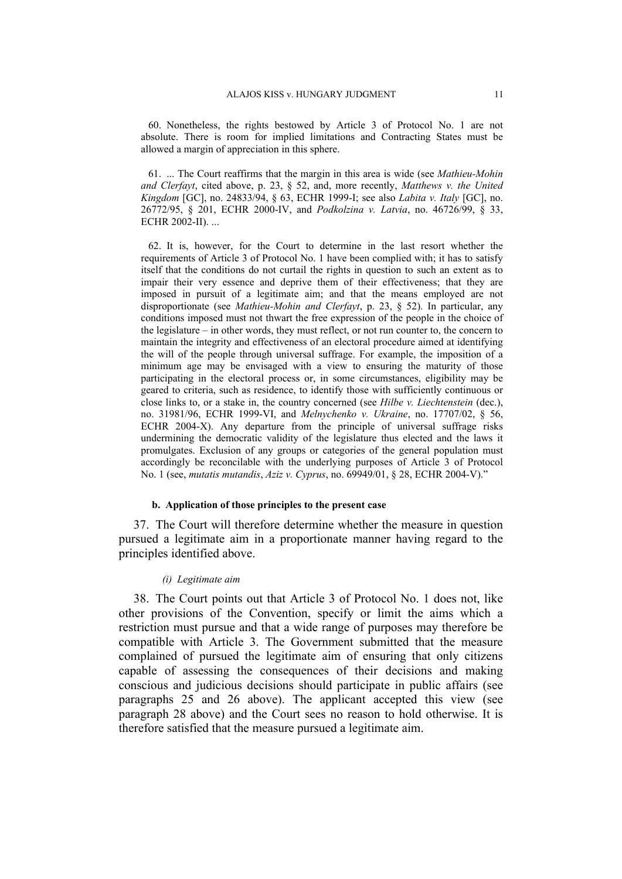60. Nonetheless, the rights bestowed by Article 3 of Protocol No. 1 are not absolute. There is room for implied limitations and Contracting States must be allowed a margin of appreciation in this sphere.

61. ... The Court reaffirms that the margin in this area is wide (see *Mathieu-Mohin and Clerfayt*, cited above, p. 23, § 52, and, more recently, *Matthews v. the United Kingdom* [GC], no. 24833/94, § 63, ECHR 1999-I; see also *Labita v. Italy* [GC], no. 26772/95, § 201, ECHR 2000-IV, and *Podkolzina v. Latvia*, no. 46726/99, § 33, ECHR 2002-II). ...

62. It is, however, for the Court to determine in the last resort whether the requirements of Article 3 of Protocol No. 1 have been complied with; it has to satisfy itself that the conditions do not curtail the rights in question to such an extent as to impair their very essence and deprive them of their effectiveness; that they are imposed in pursuit of a legitimate aim; and that the means employed are not disproportionate (see *Mathieu-Mohin and Clerfayt*, p. 23, § 52). In particular, any conditions imposed must not thwart the free expression of the people in the choice of the legislature – in other words, they must reflect, or not run counter to, the concern to maintain the integrity and effectiveness of an electoral procedure aimed at identifying the will of the people through universal suffrage. For example, the imposition of a minimum age may be envisaged with a view to ensuring the maturity of those participating in the electoral process or, in some circumstances, eligibility may be geared to criteria, such as residence, to identify those with sufficiently continuous or close links to, or a stake in, the country concerned (see *Hilbe v. Liechtenstein* (dec.), no. 31981/96, ECHR 1999-VI, and *Melnychenko v. Ukraine*, no. 17707/02, § 56, ECHR 2004-X). Any departure from the principle of universal suffrage risks undermining the democratic validity of the legislature thus elected and the laws it promulgates. Exclusion of any groups or categories of the general population must accordingly be reconcilable with the underlying purposes of Article 3 of Protocol No. 1 (see, *mutatis mutandis*, *Aziz v. Cyprus*, no. 69949/01, § 28, ECHR 2004-V)."

#### b. Application of those principles to the present case

37. The Court will therefore determine whether the measure in question pursued a legitimate aim in a proportionate manner having regard to the principles identified above.

##### *(i) Legitimate aim*

38. The Court points out that Article 3 of Protocol No. 1 does not, like other provisions of the Convention, specify or limit the aims which a restriction must pursue and that a wide range of purposes may therefore be compatible with Article 3. The Government submitted that the measure complained of pursued the legitimate aim of ensuring that only citizens capable of assessing the consequences of their decisions and making conscious and judicious decisions should participate in public affairs (see paragraphs 25 and 26 above). The applicant accepted this view (see paragraph 28 above) and the Court sees no reason to hold otherwise. It is therefore satisfied that the measure pursued a legitimate aim.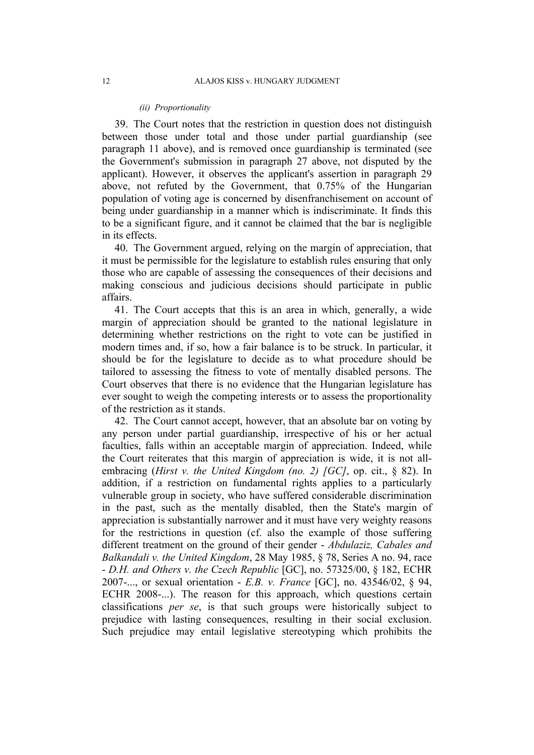*(ii) Proportionality*

39. The Court notes that the restriction in question does not distinguish between those under total and those under partial guardianship (see paragraph 11 above), and is removed once guardianship is terminated (see the Government's submission in paragraph 27 above, not disputed by the applicant). However, it observes the applicant's assertion in paragraph 29 above, not refuted by the Government, that 0.75% of the Hungarian population of voting age is concerned by disenfranchisement on account of being under guardianship in a manner which is indiscriminate. It finds this to be a significant figure, and it cannot be claimed that the bar is negligible in its effects.

40. The Government argued, relying on the margin of appreciation, that it must be permissible for the legislature to establish rules ensuring that only those who are capable of assessing the consequences of their decisions and making conscious and judicious decisions should participate in public affairs.

41. The Court accepts that this is an area in which, generally, a wide margin of appreciation should be granted to the national legislature in determining whether restrictions on the right to vote can be justified in modern times and, if so, how a fair balance is to be struck. In particular, it should be for the legislature to decide as to what procedure should be tailored to assessing the fitness to vote of mentally disabled persons. The Court observes that there is no evidence that the Hungarian legislature has ever sought to weigh the competing interests or to assess the proportionality of the restriction as it stands.

42. The Court cannot accept, however, that an absolute bar on voting by any person under partial guardianship, irrespective of his or her actual faculties, falls within an acceptable margin of appreciation. Indeed, while the Court reiterates that this margin of appreciation is wide, it is not all-embracing (*Hirst v. the United Kingdom (no. 2) [GC]*, op. cit., § 82). In addition, if a restriction on fundamental rights applies to a particularly vulnerable group in society, who have suffered considerable discrimination in the past, such as the mentally disabled, then the State's margin of appreciation is substantially narrower and it must have very weighty reasons for the restrictions in question (cf. also the example of those suffering different treatment on the ground of their gender - *Abdulaziz, Cabales and Balkandali v. the United Kingdom*, 28 May 1985, § 78, Series A no. 94, race - *D.H. and Others v. the Czech Republic* [GC], no. 57325/00, § 182, ECHR 2007-..., or sexual orientation - *E.B. v. France* [GC], no. 43546/02, § 94, ECHR 2008-...). The reason for this approach, which questions certain classifications *per se*, is that such groups were historically subject to prejudice with lasting consequences, resulting in their social exclusion. Such prejudice may entail legislative stereotyping which prohibits the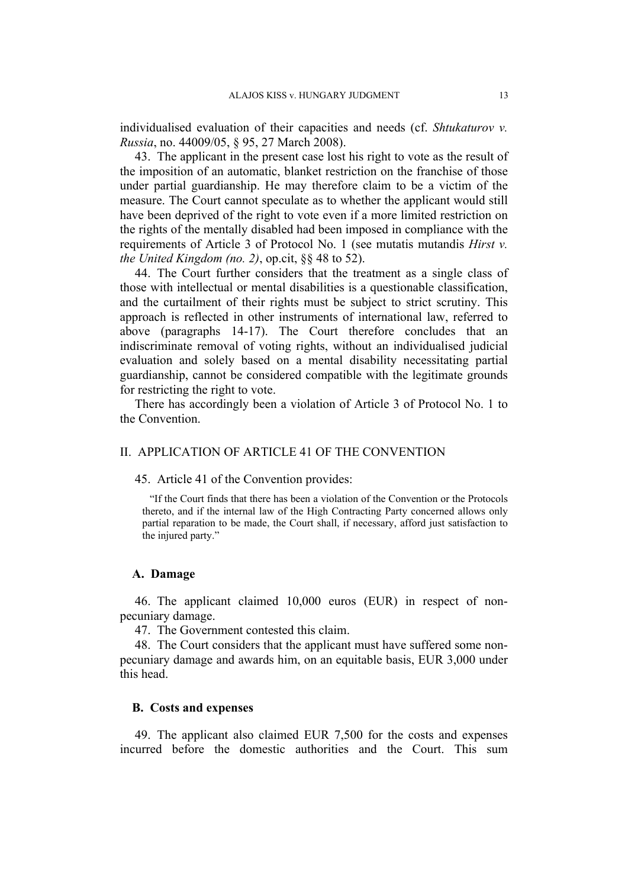individualised evaluation of their capacities and needs (cf. *Shtukaturov v. Russia*, no. 44009/05, § 95, 27 March 2008).

43. The applicant in the present case lost his right to vote as the result of the imposition of an automatic, blanket restriction on the franchise of those under partial guardianship. He may therefore claim to be a victim of the measure. The Court cannot speculate as to whether the applicant would still have been deprived of the right to vote even if a more limited restriction on the rights of the mentally disabled had been imposed in compliance with the requirements of Article 3 of Protocol No. 1 (see mutatis mutandis *Hirst v. the United Kingdom (no. 2)*, op.cit, §§ 48 to 52).

44. The Court further considers that the treatment as a single class of those with intellectual or mental disabilities is a questionable classification, and the curtailment of their rights must be subject to strict scrutiny. This approach is reflected in other instruments of international law, referred to above (paragraphs 14-17). The Court therefore concludes that an indiscriminate removal of voting rights, without an individualised judicial evaluation and solely based on a mental disability necessitating partial guardianship, cannot be considered compatible with the legitimate grounds for restricting the right to vote.

There has accordingly been a violation of Article 3 of Protocol No. 1 to the Convention.

## II. APPLICATION OF ARTICLE 41 OF THE CONVENTION

45. Article 41 of the Convention provides:

> "If the Court finds that there has been a violation of the Convention or the Protocols thereto, and if the internal law of the High Contracting Party concerned allows only partial reparation to be made, the Court shall, if necessary, afford just satisfaction to the injured party."

### A. Damage

46. The applicant claimed 10,000 euros (EUR) in respect of non-pecuniary damage.

47. The Government contested this claim.

48. The Court considers that the applicant must have suffered some non-pecuniary damage and awards him, on an equitable basis, EUR 3,000 under this head.

### B. Costs and expenses

49. The applicant also claimed EUR 7,500 for the costs and expenses incurred before the domestic authorities and the Court. This sum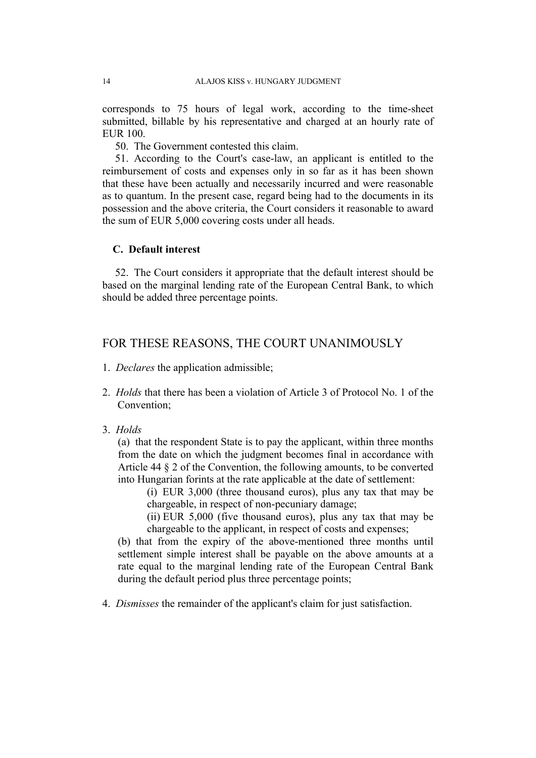corresponds to 75 hours of legal work, according to the time-sheet submitted, billable by his representative and charged at an hourly rate of EUR 100.

50. The Government contested this claim.

51. According to the Court's case-law, an applicant is entitled to the reimbursement of costs and expenses only in so far as it has been shown that these have been actually and necessarily incurred and were reasonable as to quantum. In the present case, regard being had to the documents in its possession and the above criteria, the Court considers it reasonable to award the sum of EUR 5,000 covering costs under all heads.

### C. Default interest

52. The Court considers it appropriate that the default interest should be based on the marginal lending rate of the European Central Bank, to which should be added three percentage points.

## FOR THESE REASONS, THE COURT UNANIMOUSLY

1. *Declares* the application admissible;

2. *Holds* that there has been a violation of Article 3 of Protocol No. 1 of the Convention;

3. *Holds*

   (a) that the respondent State is to pay the applicant, within three months from the date on which the judgment becomes final in accordance with Article 44 § 2 of the Convention, the following amounts, to be converted into Hungarian forints at the rate applicable at the date of settlement:

   (i) EUR 3,000 (three thousand euros), plus any tax that may be chargeable, in respect of non-pecuniary damage;

   (ii) EUR 5,000 (five thousand euros), plus any tax that may be chargeable to the applicant, in respect of costs and expenses;

   (b) that from the expiry of the above-mentioned three months until settlement simple interest shall be payable on the above amounts at a rate equal to the marginal lending rate of the European Central Bank during the default period plus three percentage points;

4. *Dismisses* the remainder of the applicant's claim for just satisfaction.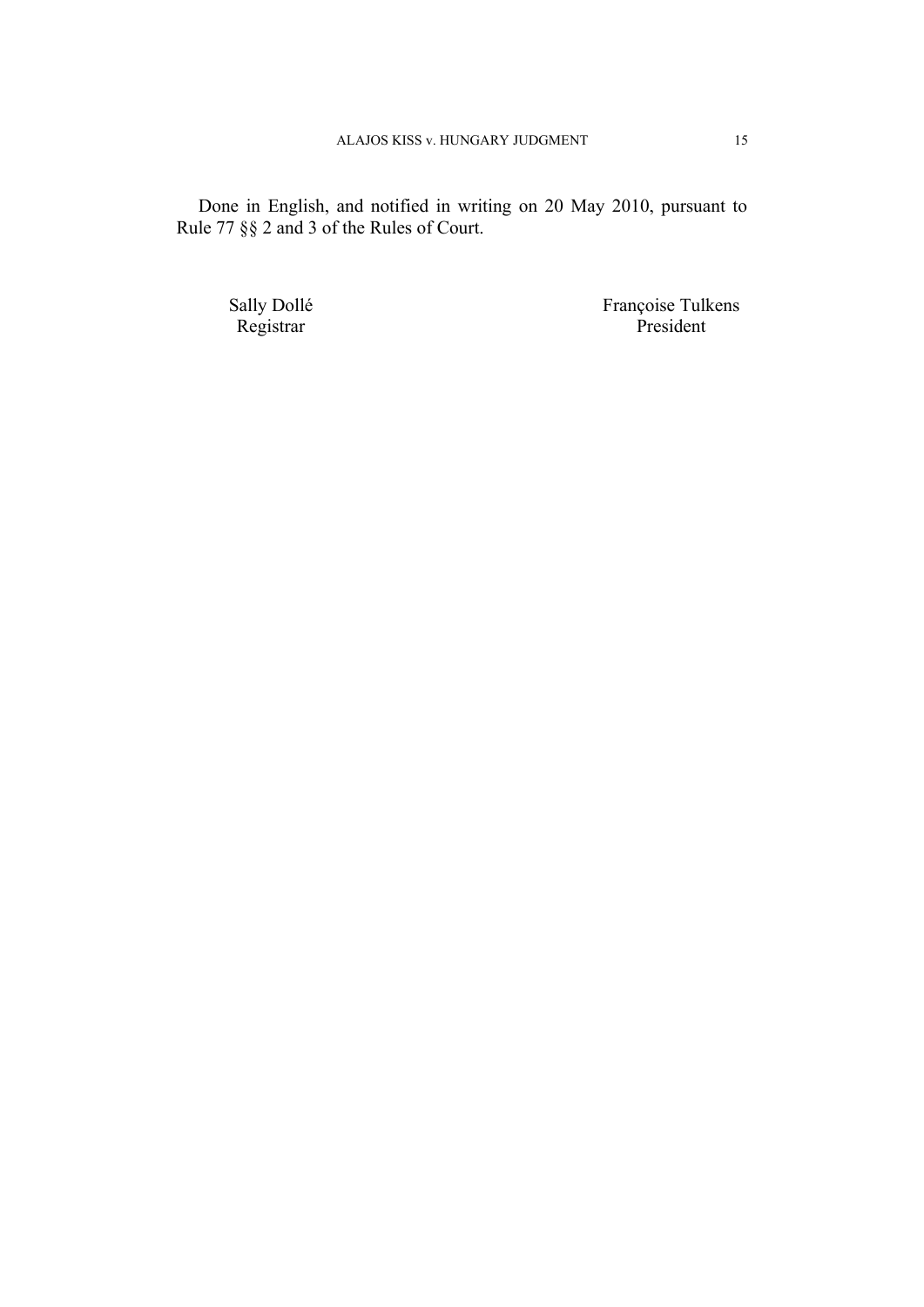Done in English, and notified in writing on 20 May 2010, pursuant to Rule 77 §§ 2 and 3 of the Rules of Court.

| | |
|---|---|
| Sally Dollé<br>Registrar | Françoise Tulkens<br>President |